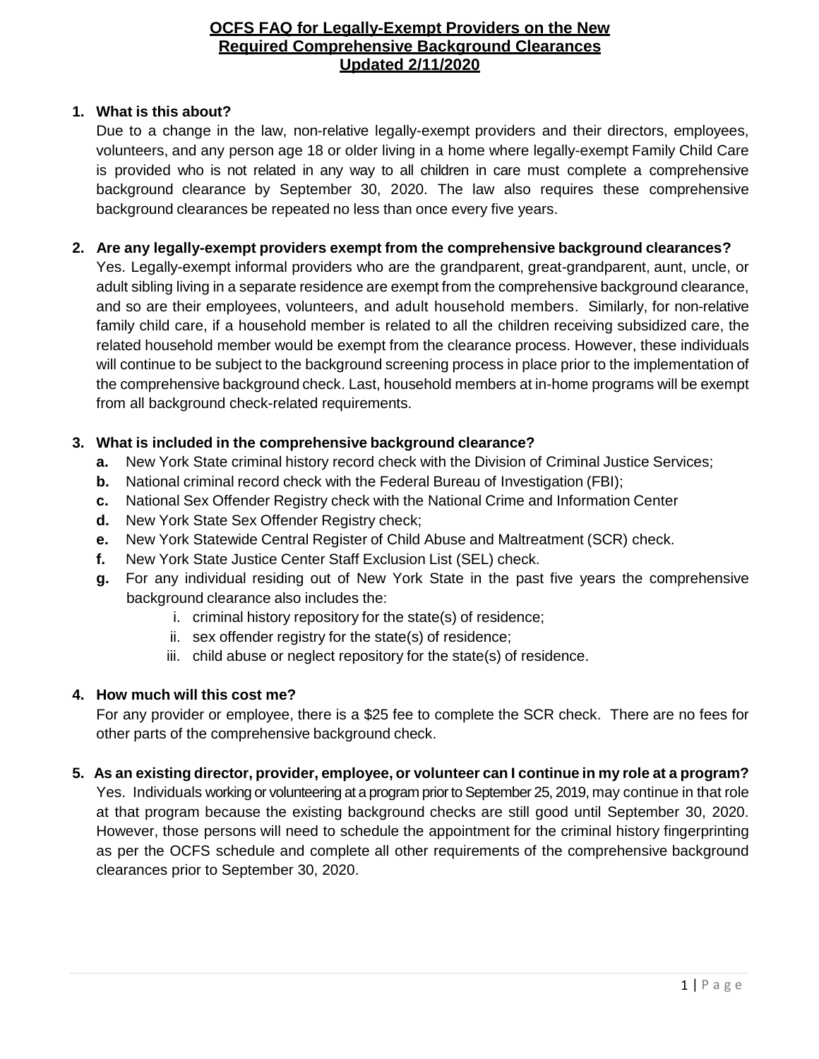# OCFS FAQ for Legally-Exempt Providers on the New Required Comprehensive Background Clearances Updated 2/11/2020

**1. What is this about?**

Due to a change in the law, non-relative legally-exempt providers and their directors, employees, volunteers, and any person age 18 or older living in a home where legally-exempt Family Child Care is provided who is not related in any way to all children in care must complete a comprehensive background clearance by September 30, 2020. The law also requires these comprehensive background clearances be repeated no less than once every five years.

**2. Are any legally-exempt providers exempt from the comprehensive background clearances?**

Yes. Legally-exempt informal providers who are the grandparent, great-grandparent, aunt, uncle, or adult sibling living in a separate residence are exempt from the comprehensive background clearance, and so are their employees, volunteers, and adult household members. Similarly, for non-relative family child care, if a household member is related to all the children receiving subsidized care, the related household member would be exempt from the clearance process. However, these individuals will continue to be subject to the background screening process in place prior to the implementation of the comprehensive background check. Last, household members at in-home programs will be exempt from all background check-related requirements.

**3. What is included in the comprehensive background clearance?**

- **a.** New York State criminal history record check with the Division of Criminal Justice Services;
- **b.** National criminal record check with the Federal Bureau of Investigation (FBI);
- **c.** National Sex Offender Registry check with the National Crime and Information Center
- **d.** New York State Sex Offender Registry check;
- **e.** New York Statewide Central Register of Child Abuse and Maltreatment (SCR) check.
- **f.** New York State Justice Center Staff Exclusion List (SEL) check.
- **g.** For any individual residing out of New York State in the past five years the comprehensive background clearance also includes the:
  - i. criminal history repository for the state(s) of residence;
  - ii. sex offender registry for the state(s) of residence;
  - iii. child abuse or neglect repository for the state(s) of residence.

**4. How much will this cost me?**

For any provider or employee, there is a $25 fee to complete the SCR check. There are no fees for other parts of the comprehensive background check.

**5. As an existing director, provider, employee, or volunteer can I continue in my role at a program?**

Yes. Individuals working or volunteering at a program prior to September 25, 2019, may continue in that role at that program because the existing background checks are still good until September 30, 2020. However, those persons will need to schedule the appointment for the criminal history fingerprinting as per the OCFS schedule and complete all other requirements of the comprehensive background clearances prior to September 30, 2020.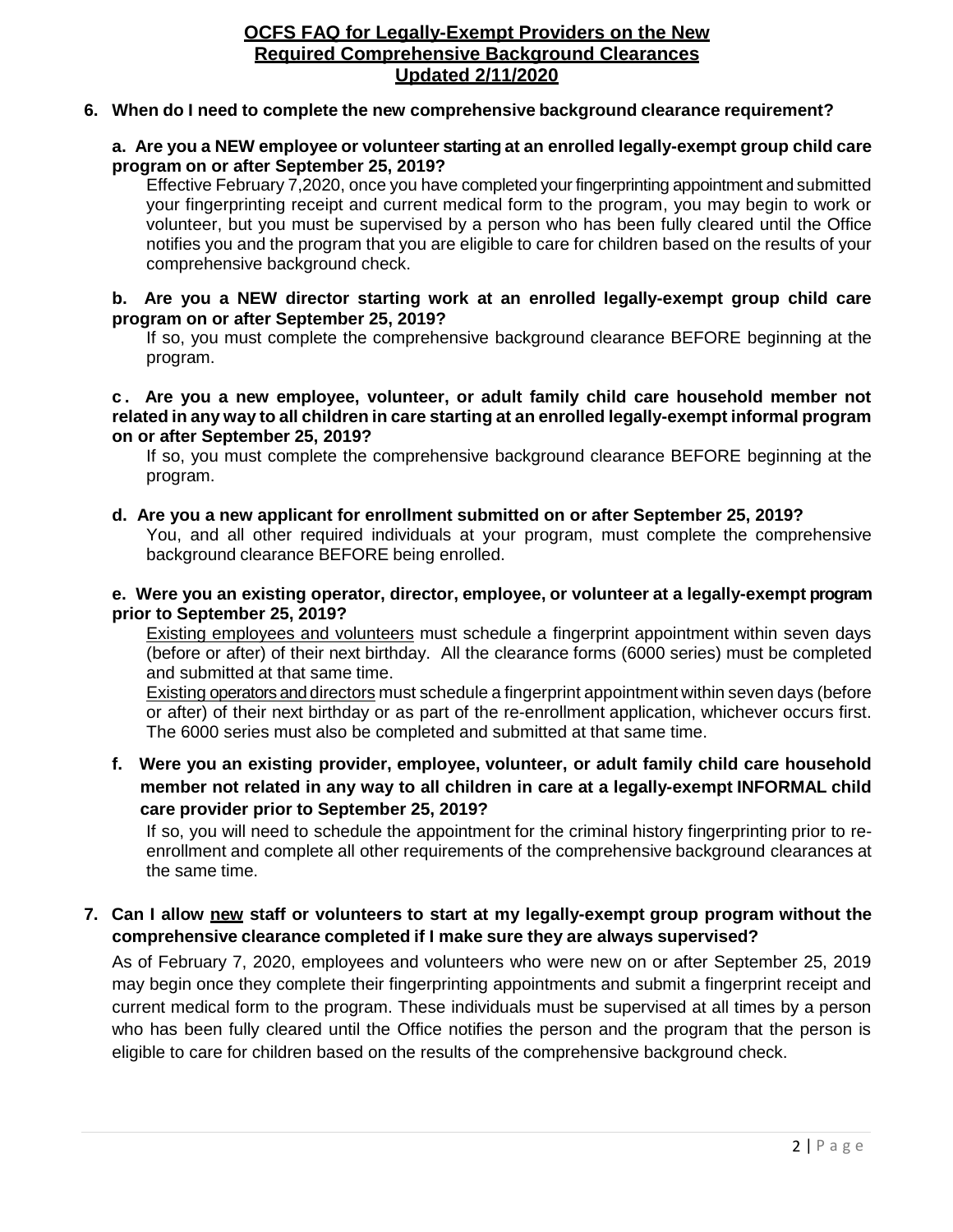**6. When do I need to complete the new comprehensive background clearance requirement?**

**a. Are you a NEW employee or volunteer starting at an enrolled legally-exempt group child care program on or after September 25, 2019?**

Effective February 7,2020, once you have completed your fingerprinting appointment and submitted your fingerprinting receipt and current medical form to the program, you may begin to work or volunteer, but you must be supervised by a person who has been fully cleared until the Office notifies you and the program that you are eligible to care for children based on the results of your comprehensive background check.

**b. Are you a NEW director starting work at an enrolled legally-exempt group child care program on or after September 25, 2019?**

If so, you must complete the comprehensive background clearance BEFORE beginning at the program.

**c. Are you a new employee, volunteer, or adult family child care household member not related in any way to all children in care starting at an enrolled legally-exempt informal program on or after September 25, 2019?**

If so, you must complete the comprehensive background clearance BEFORE beginning at the program.

**d. Are you a new applicant for enrollment submitted on or after September 25, 2019?**

You, and all other required individuals at your program, must complete the comprehensive background clearance BEFORE being enrolled.

**e. Were you an existing operator, director, employee, or volunteer at a legally-exempt program prior to September 25, 2019?**

<u>Existing employees and volunteers</u> must schedule a fingerprint appointment within seven days (before or after) of their next birthday. All the clearance forms (6000 series) must be completed and submitted at that same time.

<u>Existing operators and directors</u> must schedule a fingerprint appointment within seven days (before or after) of their next birthday or as part of the re-enrollment application, whichever occurs first. The 6000 series must also be completed and submitted at that same time.

**f. Were you an existing provider, employee, volunteer, or adult family child care household member not related in any way to all children in care at a legally-exempt INFORMAL child care provider prior to September 25, 2019?**

If so, you will need to schedule the appointment for the criminal history fingerprinting prior to re-enrollment and complete all other requirements of the comprehensive background clearances at the same time.

**7. Can I allow <u>new</u> staff or volunteers to start at my legally-exempt group program without the comprehensive clearance completed if I make sure they are always supervised?**

As of February 7, 2020, employees and volunteers who were new on or after September 25, 2019 may begin once they complete their fingerprinting appointments and submit a fingerprint receipt and current medical form to the program. These individuals must be supervised at all times by a person who has been fully cleared until the Office notifies the person and the program that the person is eligible to care for children based on the results of the comprehensive background check.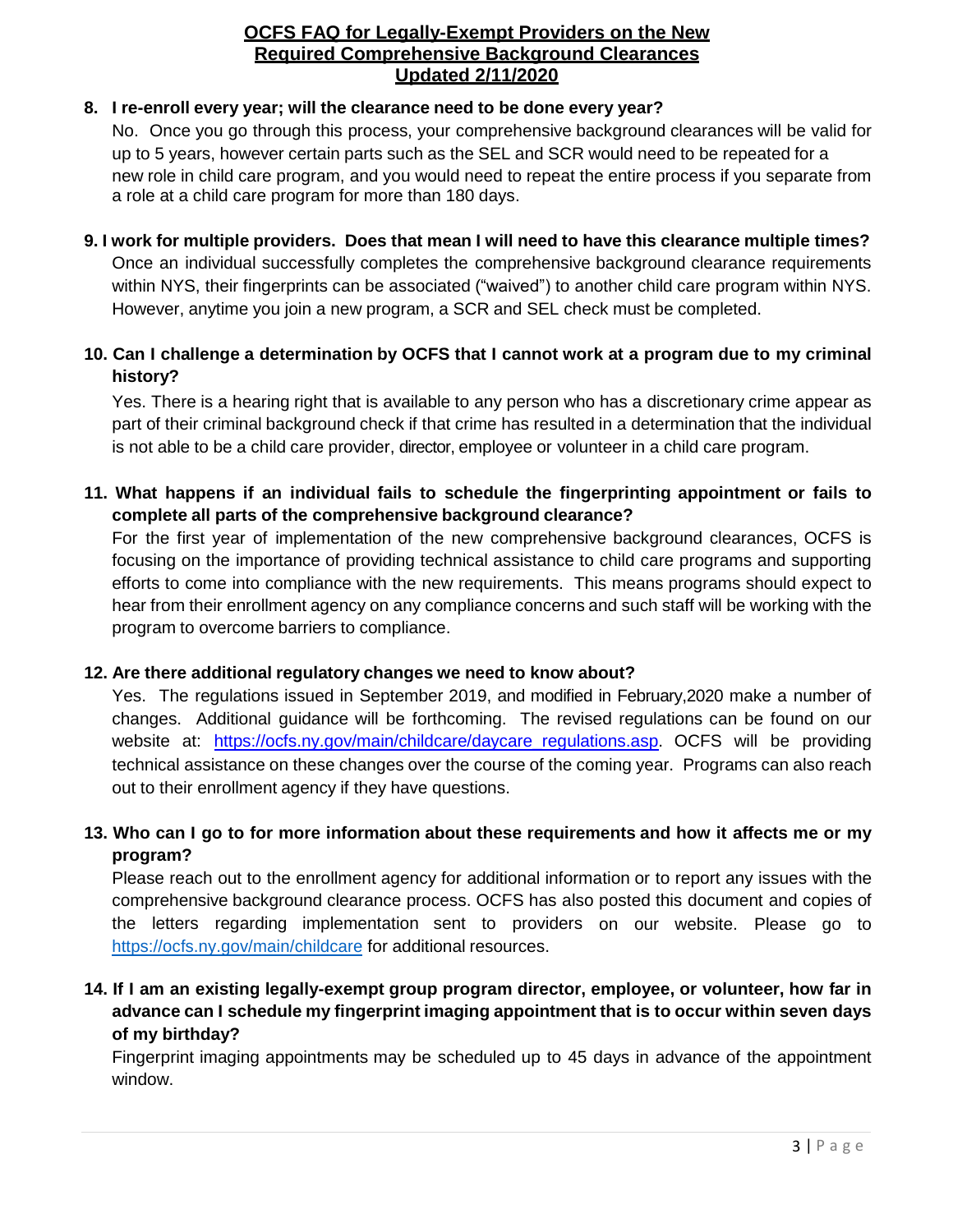**OCFS FAQ for Legally-Exempt Providers on the New Required Comprehensive Background Clearances Updated 2/11/2020**

**8. I re-enroll every year; will the clearance need to be done every year?**

No. Once you go through this process, your comprehensive background clearances will be valid for up to 5 years, however certain parts such as the SEL and SCR would need to be repeated for a new role in child care program, and you would need to repeat the entire process if you separate from a role at a child care program for more than 180 days.

**9. I work for multiple providers. Does that mean I will need to have this clearance multiple times?**

Once an individual successfully completes the comprehensive background clearance requirements within NYS, their fingerprints can be associated ("waived") to another child care program within NYS. However, anytime you join a new program, a SCR and SEL check must be completed.

**10. Can I challenge a determination by OCFS that I cannot work at a program due to my criminal history?**

Yes. There is a hearing right that is available to any person who has a discretionary crime appear as part of their criminal background check if that crime has resulted in a determination that the individual is not able to be a child care provider, director, employee or volunteer in a child care program.

**11. What happens if an individual fails to schedule the fingerprinting appointment or fails to complete all parts of the comprehensive background clearance?**

For the first year of implementation of the new comprehensive background clearances, OCFS is focusing on the importance of providing technical assistance to child care programs and supporting efforts to come into compliance with the new requirements. This means programs should expect to hear from their enrollment agency on any compliance concerns and such staff will be working with the program to overcome barriers to compliance.

**12. Are there additional regulatory changes we need to know about?**

Yes. The regulations issued in September 2019, and modified in February,2020 make a number of changes. Additional guidance will be forthcoming. The revised regulations can be found on our website at: https://ocfs.ny.gov/main/childcare/daycare_regulations.asp. OCFS will be providing technical assistance on these changes over the course of the coming year. Programs can also reach out to their enrollment agency if they have questions.

**13. Who can I go to for more information about these requirements and how it affects me or my program?**

Please reach out to the enrollment agency for additional information or to report any issues with the comprehensive background clearance process. OCFS has also posted this document and copies of the letters regarding implementation sent to providers on our website. Please go to https://ocfs.ny.gov/main/childcare for additional resources.

**14. If I am an existing legally-exempt group program director, employee, or volunteer, how far in advance can I schedule my fingerprint imaging appointment that is to occur within seven days of my birthday?**

Fingerprint imaging appointments may be scheduled up to 45 days in advance of the appointment window.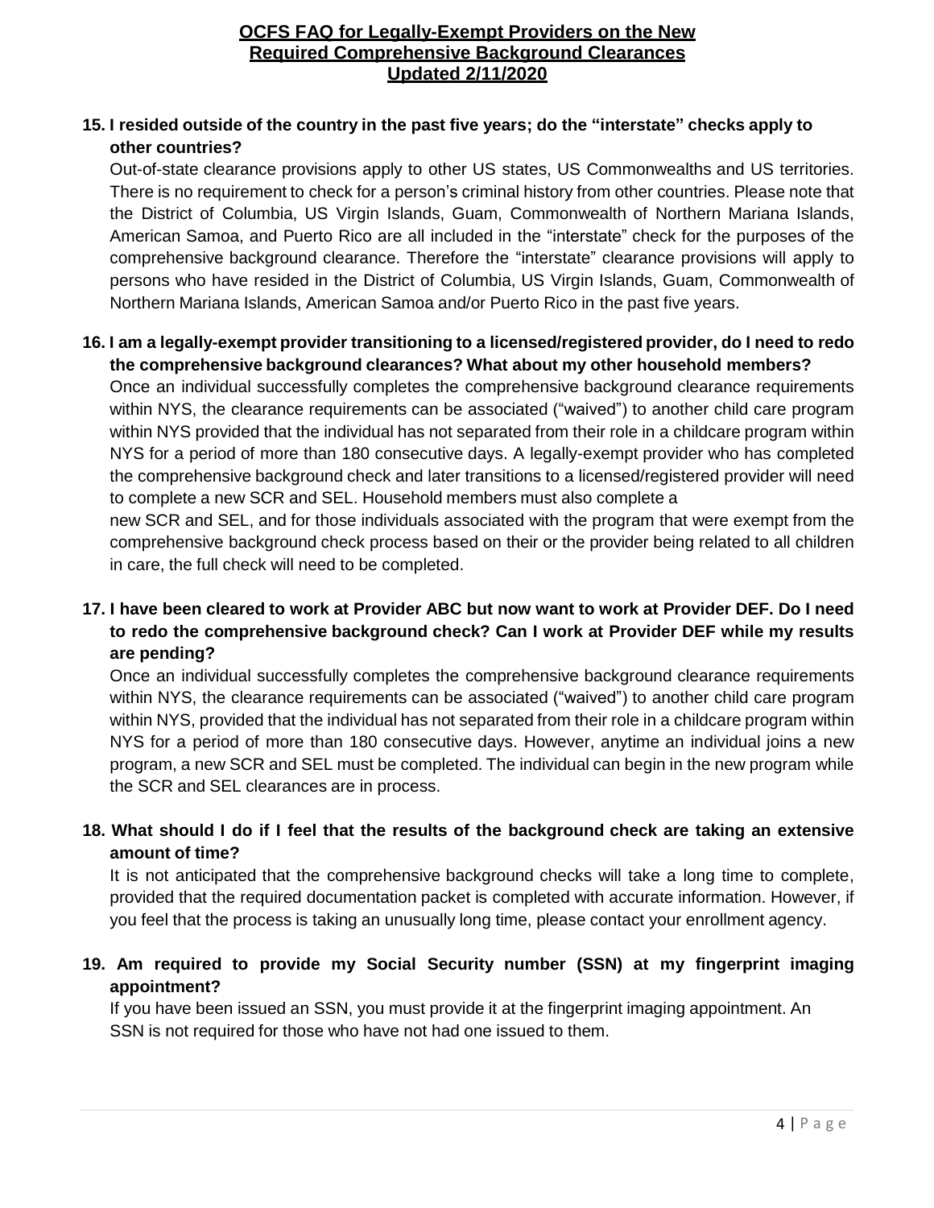**15. I resided outside of the country in the past five years; do the "interstate" checks apply to other countries?**

Out-of-state clearance provisions apply to other US states, US Commonwealths and US territories. There is no requirement to check for a person's criminal history from other countries. Please note that the District of Columbia, US Virgin Islands, Guam, Commonwealth of Northern Mariana Islands, American Samoa, and Puerto Rico are all included in the "interstate" check for the purposes of the comprehensive background clearance. Therefore the "interstate" clearance provisions will apply to persons who have resided in the District of Columbia, US Virgin Islands, Guam, Commonwealth of Northern Mariana Islands, American Samoa and/or Puerto Rico in the past five years.

**16. I am a legally-exempt provider transitioning to a licensed/registered provider, do I need to redo the comprehensive background clearances? What about my other household members?**

Once an individual successfully completes the comprehensive background clearance requirements within NYS, the clearance requirements can be associated ("waived") to another child care program within NYS provided that the individual has not separated from their role in a childcare program within NYS for a period of more than 180 consecutive days. A legally-exempt provider who has completed the comprehensive background check and later transitions to a licensed/registered provider will need to complete a new SCR and SEL. Household members must also complete a new SCR and SEL, and for those individuals associated with the program that were exempt from the comprehensive background check process based on their or the provider being related to all children in care, the full check will need to be completed.

**17. I have been cleared to work at Provider ABC but now want to work at Provider DEF. Do I need to redo the comprehensive background check? Can I work at Provider DEF while my results are pending?**

Once an individual successfully completes the comprehensive background clearance requirements within NYS, the clearance requirements can be associated ("waived") to another child care program within NYS, provided that the individual has not separated from their role in a childcare program within NYS for a period of more than 180 consecutive days. However, anytime an individual joins a new program, a new SCR and SEL must be completed. The individual can begin in the new program while the SCR and SEL clearances are in process.

**18. What should I do if I feel that the results of the background check are taking an extensive amount of time?**

It is not anticipated that the comprehensive background checks will take a long time to complete, provided that the required documentation packet is completed with accurate information. However, if you feel that the process is taking an unusually long time, please contact your enrollment agency.

**19. Am required to provide my Social Security number (SSN) at my fingerprint imaging appointment?**

If you have been issued an SSN, you must provide it at the fingerprint imaging appointment. An SSN is not required for those who have not had one issued to them.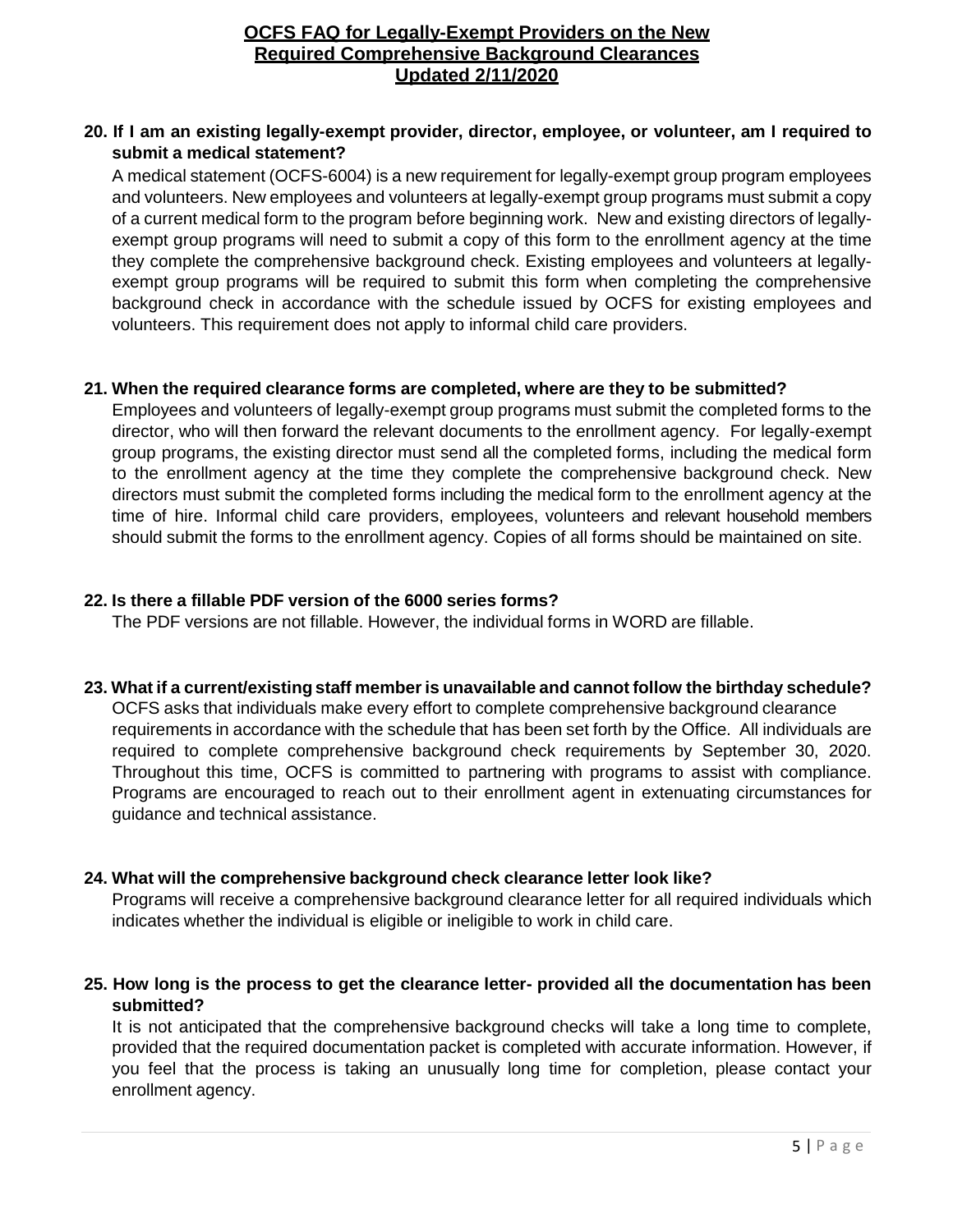**20. If I am an existing legally-exempt provider, director, employee, or volunteer, am I required to submit a medical statement?**

A medical statement (OCFS-6004) is a new requirement for legally-exempt group program employees and volunteers. New employees and volunteers at legally-exempt group programs must submit a copy of a current medical form to the program before beginning work. New and existing directors of legally-exempt group programs will need to submit a copy of this form to the enrollment agency at the time they complete the comprehensive background check. Existing employees and volunteers at legally-exempt group programs will be required to submit this form when completing the comprehensive background check in accordance with the schedule issued by OCFS for existing employees and volunteers. This requirement does not apply to informal child care providers.

**21. When the required clearance forms are completed, where are they to be submitted?**

Employees and volunteers of legally-exempt group programs must submit the completed forms to the director, who will then forward the relevant documents to the enrollment agency. For legally-exempt group programs, the existing director must send all the completed forms, including the medical form to the enrollment agency at the time they complete the comprehensive background check. New directors must submit the completed forms including the medical form to the enrollment agency at the time of hire. Informal child care providers, employees, volunteers and relevant household members should submit the forms to the enrollment agency. Copies of all forms should be maintained on site.

**22. Is there a fillable PDF version of the 6000 series forms?**

The PDF versions are not fillable. However, the individual forms in WORD are fillable.

**23. What if a current/existing staff member is unavailable and cannot follow the birthday schedule?**

OCFS asks that individuals make every effort to complete comprehensive background clearance requirements in accordance with the schedule that has been set forth by the Office. All individuals are required to complete comprehensive background check requirements by September 30, 2020. Throughout this time, OCFS is committed to partnering with programs to assist with compliance. Programs are encouraged to reach out to their enrollment agent in extenuating circumstances for guidance and technical assistance.

**24. What will the comprehensive background check clearance letter look like?**

Programs will receive a comprehensive background clearance letter for all required individuals which indicates whether the individual is eligible or ineligible to work in child care.

**25. How long is the process to get the clearance letter- provided all the documentation has been submitted?**

It is not anticipated that the comprehensive background checks will take a long time to complete, provided that the required documentation packet is completed with accurate information. However, if you feel that the process is taking an unusually long time for completion, please contact your enrollment agency.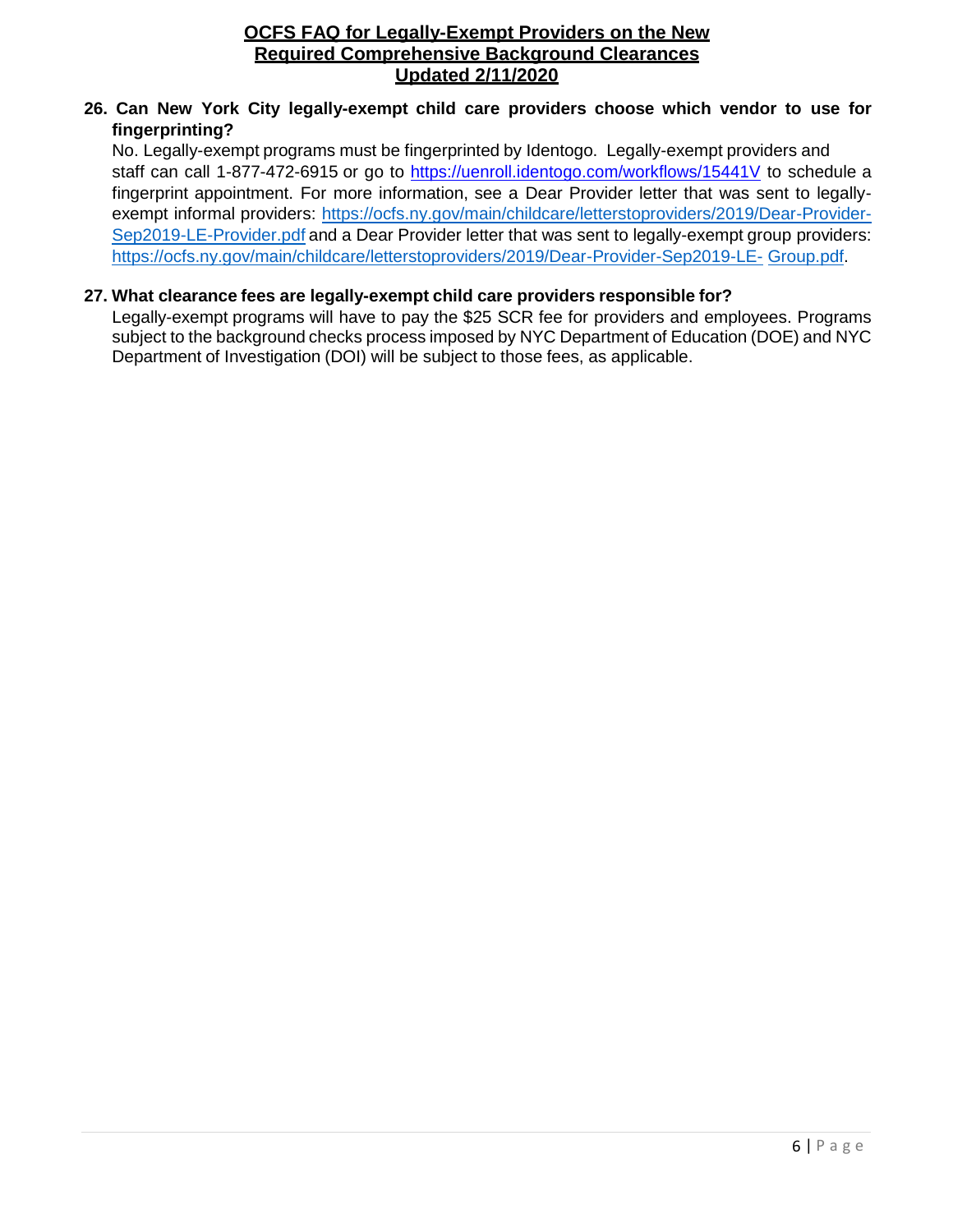**26. Can New York City legally-exempt child care providers choose which vendor to use for fingerprinting?**

No. Legally-exempt programs must be fingerprinted by Identogo. Legally-exempt providers and staff can call 1-877-472-6915 or go to https://uenroll.identogo.com/workflows/15441V to schedule a fingerprint appointment. For more information, see a Dear Provider letter that was sent to legally-exempt informal providers: https://ocfs.ny.gov/main/childcare/letterstoproviders/2019/Dear-Provider-Sep2019-LE-Provider.pdf and a Dear Provider letter that was sent to legally-exempt group providers: https://ocfs.ny.gov/main/childcare/letterstoproviders/2019/Dear-Provider-Sep2019-LE-Group.pdf.

**27. What clearance fees are legally-exempt child care providers responsible for?**

Legally-exempt programs will have to pay the $25 SCR fee for providers and employees. Programs subject to the background checks process imposed by NYC Department of Education (DOE) and NYC Department of Investigation (DOI) will be subject to those fees, as applicable.